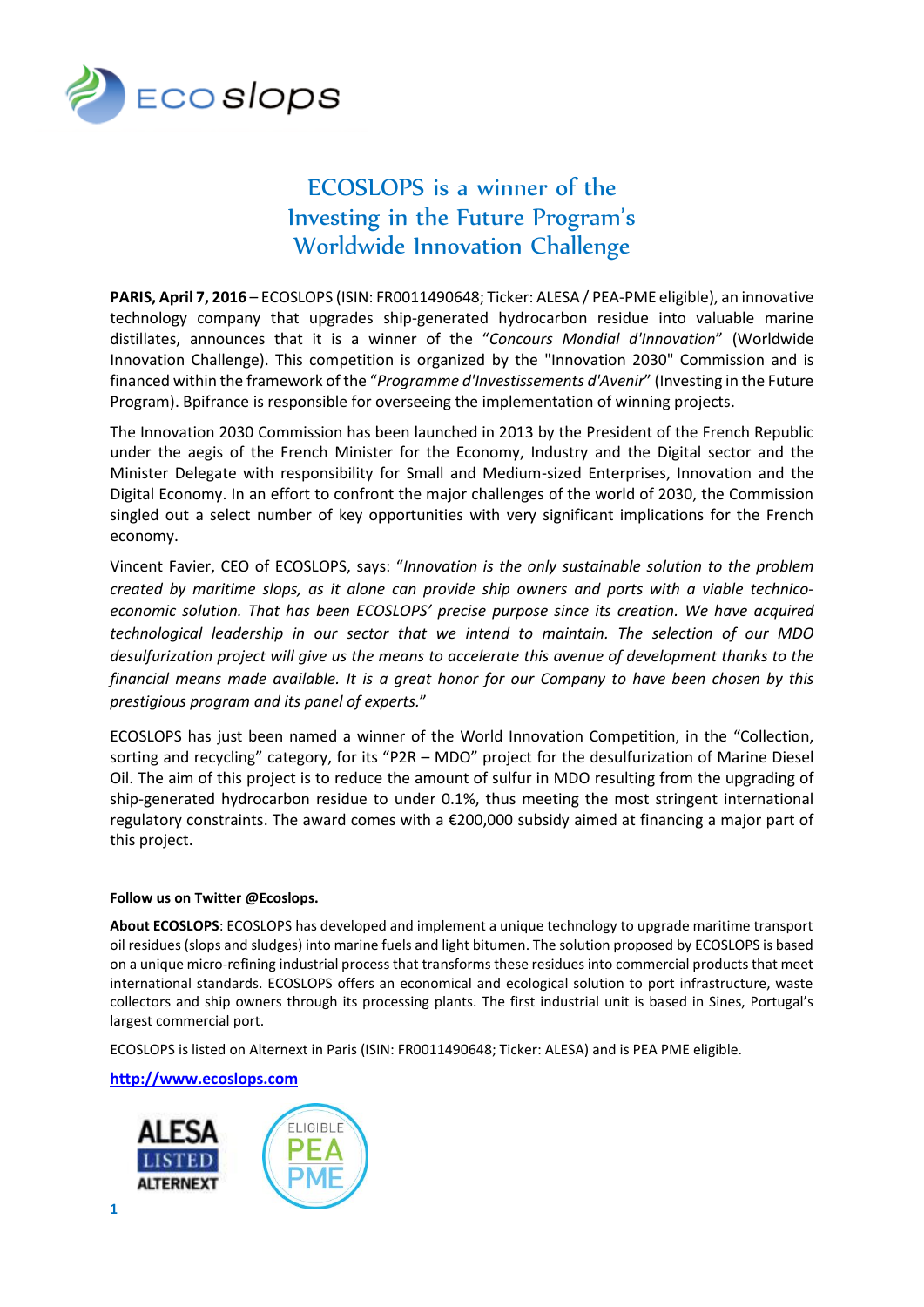# ECOSLOPS is a winner of the Investing in the Future Program's Worldwide Innovation Challenge

**PARIS, April 7, 2016** – ECOSLOPS (ISIN: FR0011490648; Ticker: ALESA / PEA-PME eligible), an innovative technology company that upgrades ship-generated hydrocarbon residue into valuable marine distillates, announces that it is a winner of the "*Concours Mondial d'Innovation*" (Worldwide Innovation Challenge). This competition is organized by the "Innovation 2030" Commission and is financed within the framework of the "*Programme d'Investissements d'Avenir*" (Investing in the Future Program). Bpifrance is responsible for overseeing the implementation of winning projects.

The Innovation 2030 Commission has been launched in 2013 by the President of the French Republic under the aegis of the French Minister for the Economy, Industry and the Digital sector and the Minister Delegate with responsibility for Small and Medium-sized Enterprises, Innovation and the Digital Economy. In an effort to confront the major challenges of the world of 2030, the Commission singled out a select number of key opportunities with very significant implications for the French economy.

Vincent Favier, CEO of ECOSLOPS, says: "*Innovation is the only sustainable solution to the problem created by maritime slops, as it alone can provide ship owners and ports with a viable technico-economic solution. That has been ECOSLOPS' precise purpose since its creation. We have acquired technological leadership in our sector that we intend to maintain. The selection of our MDO desulfurization project will give us the means to accelerate this avenue of development thanks to the financial means made available. It is a great honor for our Company to have been chosen by this prestigious program and its panel of experts.*"

ECOSLOPS has just been named a winner of the World Innovation Competition, in the "Collection, sorting and recycling" category, for its "P2R – MDO" project for the desulfurization of Marine Diesel Oil. The aim of this project is to reduce the amount of sulfur in MDO resulting from the upgrading of ship-generated hydrocarbon residue to under 0.1%, thus meeting the most stringent international regulatory constraints. The award comes with a €200,000 subsidy aimed at financing a major part of this project.

**Follow us on Twitter @Ecoslops.**

**About ECOSLOPS**: ECOSLOPS has developed and implement a unique technology to upgrade maritime transport oil residues (slops and sludges) into marine fuels and light bitumen. The solution proposed by ECOSLOPS is based on a unique micro-refining industrial process that transforms these residues into commercial products that meet international standards. ECOSLOPS offers an economical and ecological solution to port infrastructure, waste collectors and ship owners through its processing plants. The first industrial unit is based in Sines, Portugal's largest commercial port.

ECOSLOPS is listed on Alternext in Paris (ISIN: FR0011490648; Ticker: ALESA) and is PEA PME eligible.

**http://www.ecoslops.com**

ALESA LISTED ALTERNEXT

ELIGIBLE PEA PME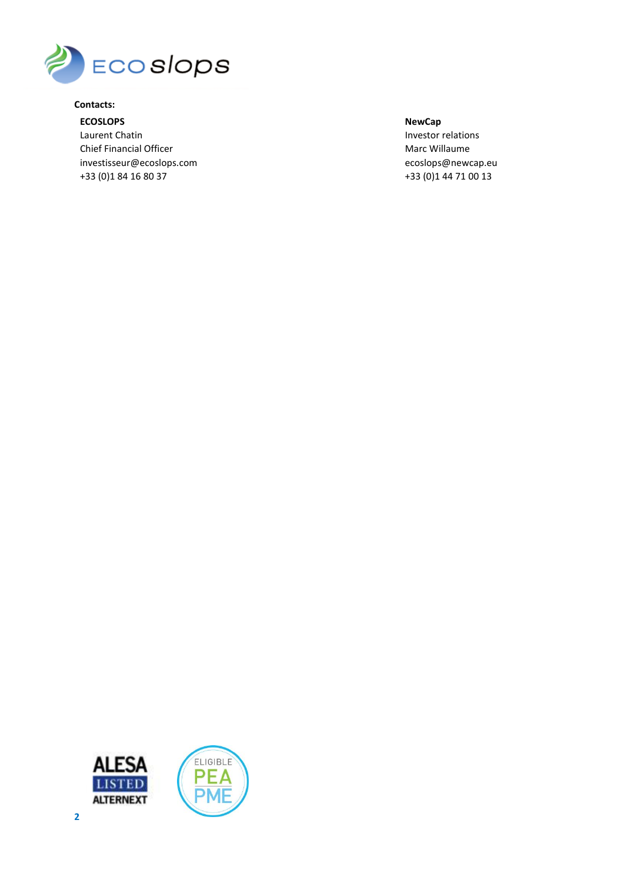**Contacts:**

**ECOSLOPS**
Laurent Chatin
Chief Financial Officer
investisseur@ecoslops.com
+33 (0)1 84 16 80 37

**NewCap**
Investor relations
Marc Willaume
ecoslops@newcap.eu
+33 (0)1 44 71 00 13